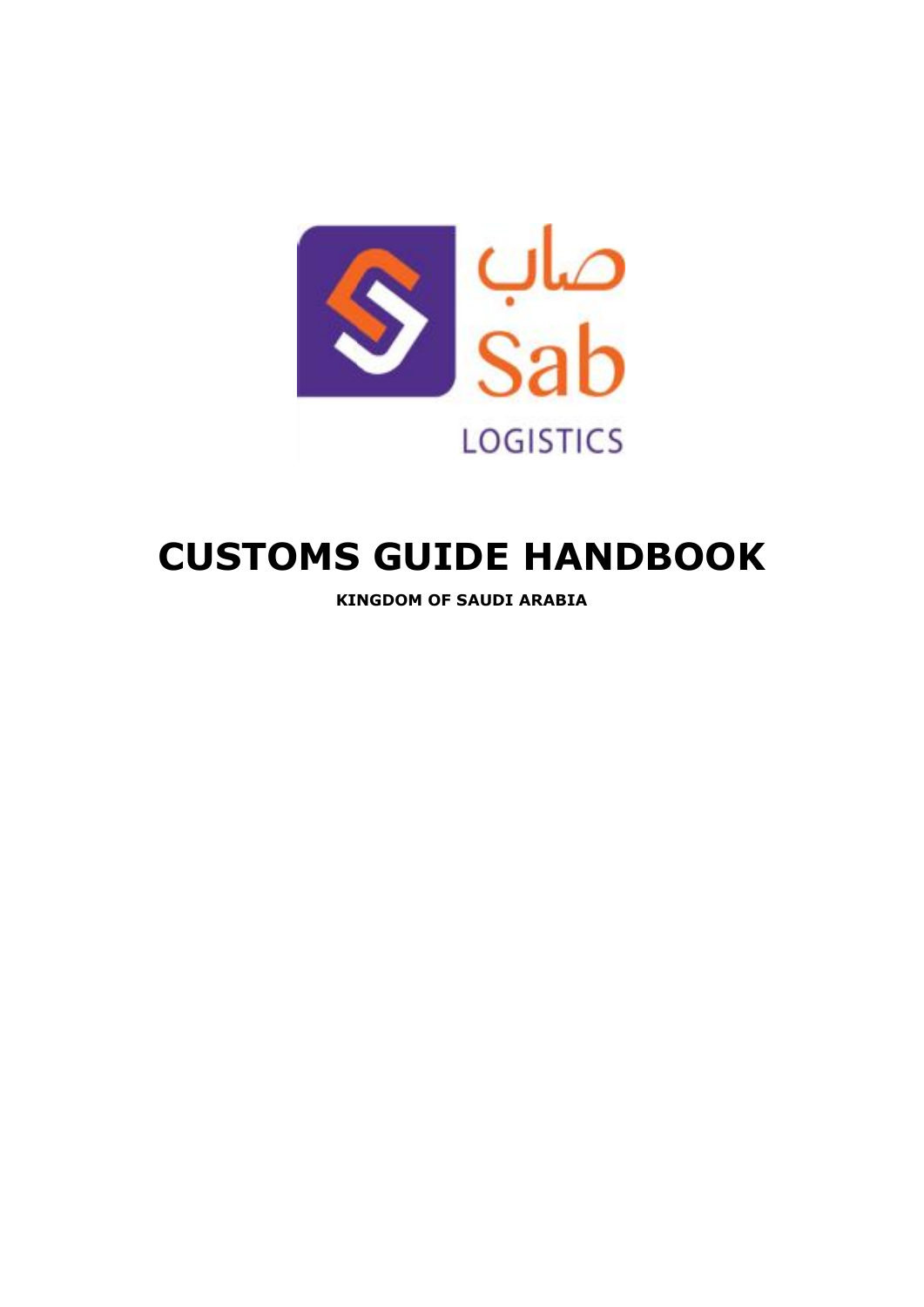# CUSTOMS GUIDE HANDBOOK

**KINGDOM OF SAUDI ARABIA**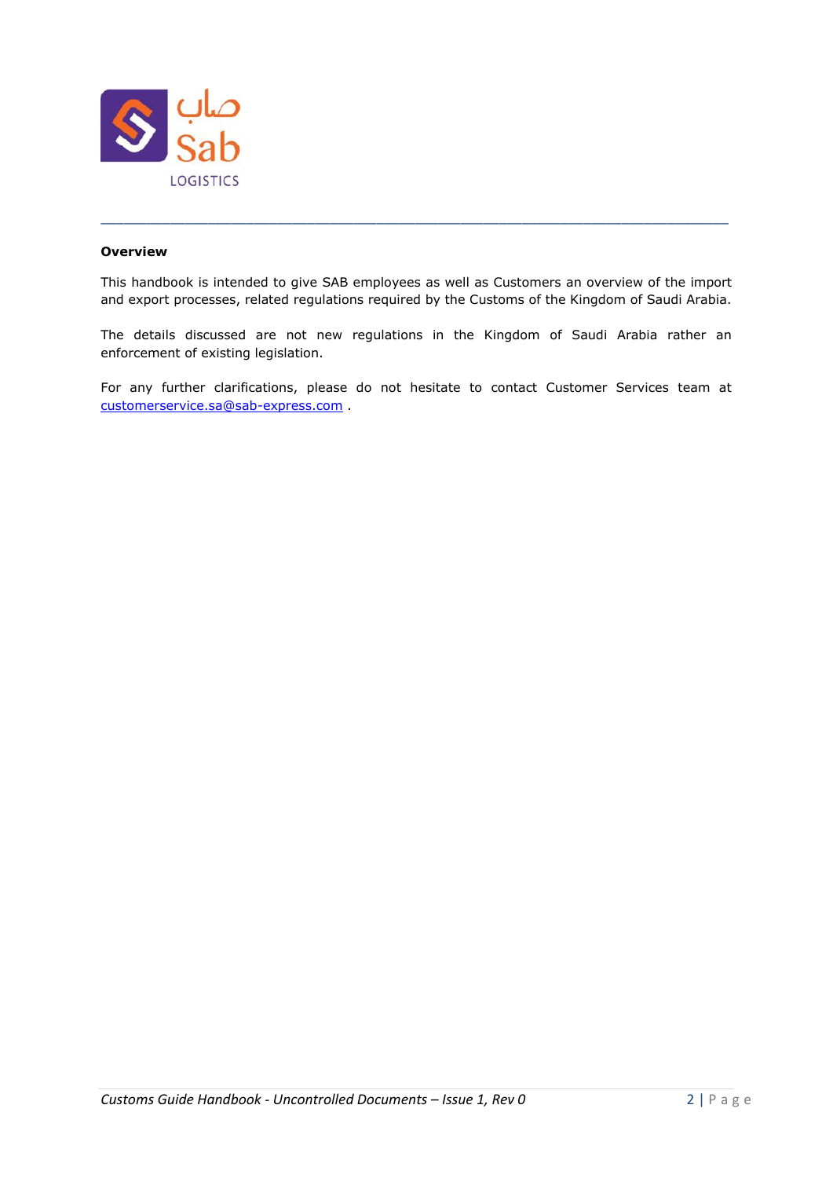## Overview

This handbook is intended to give SAB employees as well as Customers an overview of the import and export processes, related regulations required by the Customs of the Kingdom of Saudi Arabia.

The details discussed are not new regulations in the Kingdom of Saudi Arabia rather an enforcement of existing legislation.

For any further clarifications, please do not hesitate to contact Customer Services team at customerservice.sa@sab-express.com .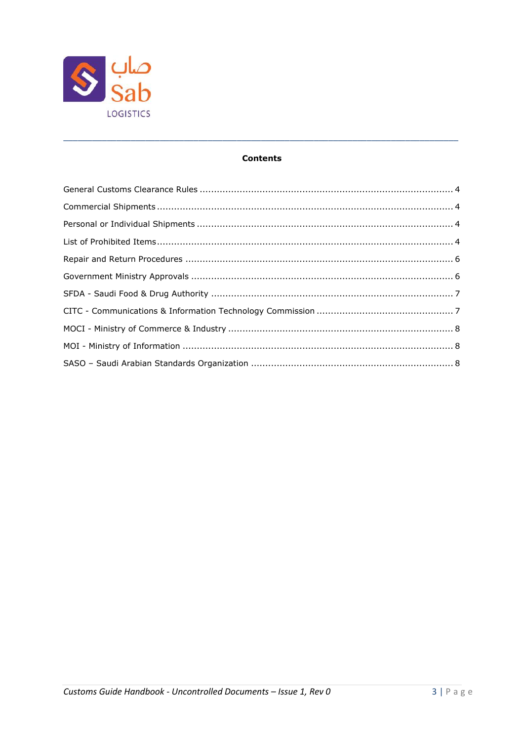**Contents**

General Customs Clearance Rules ........................................................................................ 4

Commercial Shipments ....................................................................................................... 4

Personal or Individual Shipments ........................................................................................ 4

List of Prohibited Items ....................................................................................................... 4

Repair and Return Procedures ............................................................................................. 6

Government Ministry Approvals ........................................................................................... 6

SFDA - Saudi Food & Drug Authority .................................................................................... 7

CITC - Communications & Information Technology Commission ................................................ 7

MOCI - Ministry of Commerce & Industry ............................................................................... 8

MOI - Ministry of Information ............................................................................................... 8

SASO – Saudi Arabian Standards Organization ...................................................................... 8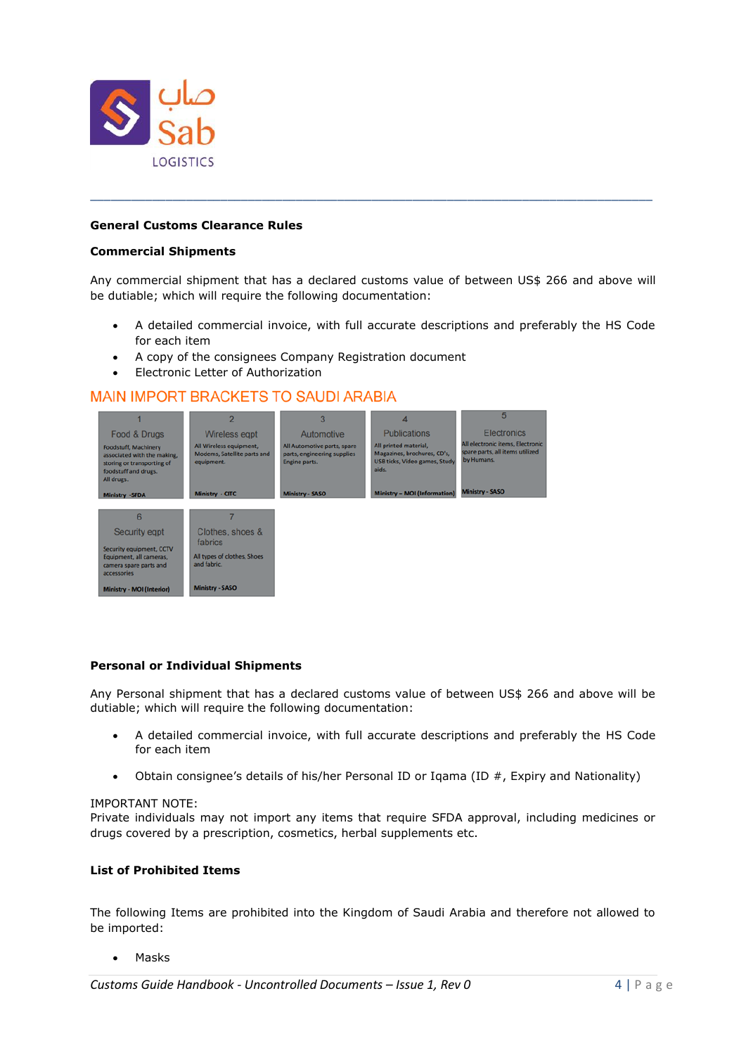## General Customs Clearance Rules

### Commercial Shipments

Any commercial shipment that has a declared customs value of between US$ 266 and above will be dutiable; which will require the following documentation:

- A detailed commercial invoice, with full accurate descriptions and preferably the HS Code for each item
- A copy of the consignees Company Registration document
- Electronic Letter of Authorization

## MAIN IMPORT BRACKETS TO SAUDI ARABIA

| | | | | |
|---|---|---|---|---|
| 1<br>Food & Drugs<br>Foodstuff, Machinery associated with the making, storing or transporting of foodstuff and drugs.<br>All drugs.<br>Ministry -SFDA | 2<br>Wireless eqpt<br>All Wireless equipment, Modems, Satellite parts and equipment.<br>Ministry - CITC | 3<br>Automotive<br>All Automotive parts, spare parts, engineering supplies Engine parts.<br>Ministry - SASO | 4<br>Publications<br>All printed material, Magazines, brochures, CD's, USB ticks, Video games, Study aids.<br>Ministry – MOI (Information) | 5<br>Electronics<br>All electronic items, Electronic spare parts, all items utilized by Humans.<br>Ministry - SASO |
| 6<br>Security eqpt<br>Security equipment, CCTV Equipment, all cameras, camera spare parts and accessories<br>Ministry - MOI (Interior) | 7<br>Clothes, shoes & fabrics<br>All types of clothes, Shoes and fabric.<br>Ministry - SASO | | | |

### Personal or Individual Shipments

Any Personal shipment that has a declared customs value of between US$ 266 and above will be dutiable; which will require the following documentation:

- A detailed commercial invoice, with full accurate descriptions and preferably the HS Code for each item
- Obtain consignee's details of his/her Personal ID or Iqama (ID #, Expiry and Nationality)

IMPORTANT NOTE:
Private individuals may not import any items that require SFDA approval, including medicines or drugs covered by a prescription, cosmetics, herbal supplements etc.

### List of Prohibited Items

The following Items are prohibited into the Kingdom of Saudi Arabia and therefore not allowed to be imported:

- Masks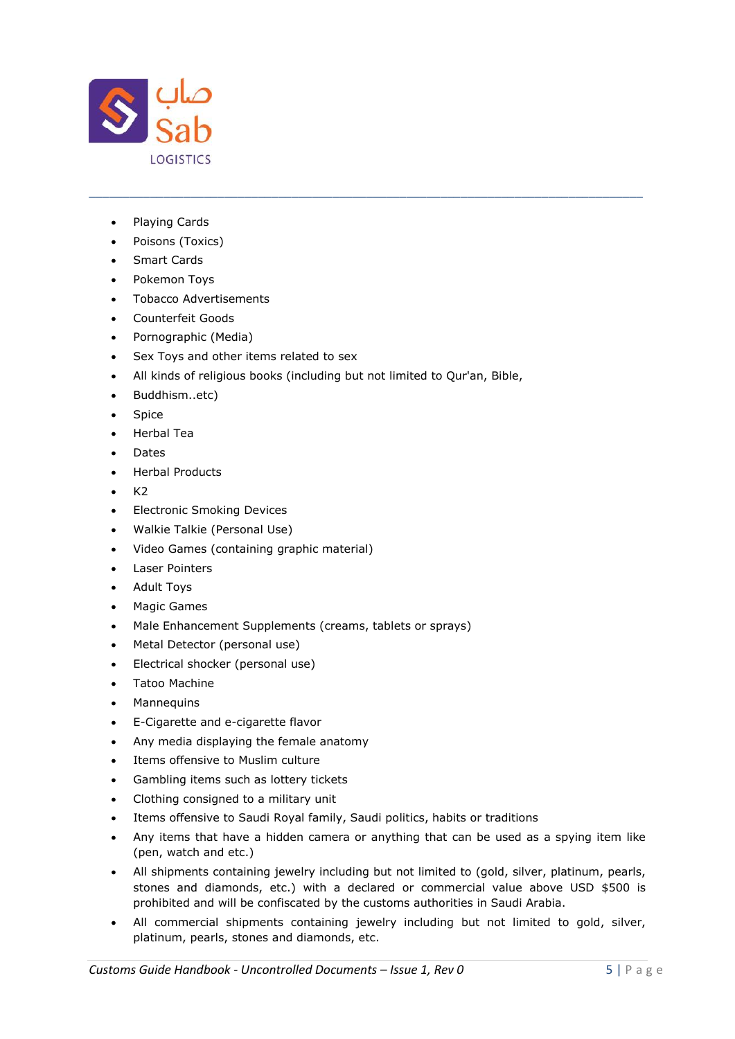- Playing Cards
- Poisons (Toxics)
- Smart Cards
- Pokemon Toys
- Tobacco Advertisements
- Counterfeit Goods
- Pornographic (Media)
- Sex Toys and other items related to sex
- All kinds of religious books (including but not limited to Qur'an, Bible,
- Buddhism..etc)
- Spice
- Herbal Tea
- Dates
- Herbal Products
- K2
- Electronic Smoking Devices
- Walkie Talkie (Personal Use)
- Video Games (containing graphic material)
- Laser Pointers
- Adult Toys
- Magic Games
- Male Enhancement Supplements (creams, tablets or sprays)
- Metal Detector (personal use)
- Electrical shocker (personal use)
- Tatoo Machine
- Mannequins
- E-Cigarette and e-cigarette flavor
- Any media displaying the female anatomy
- Items offensive to Muslim culture
- Gambling items such as lottery tickets
- Clothing consigned to a military unit
- Items offensive to Saudi Royal family, Saudi politics, habits or traditions
- Any items that have a hidden camera or anything that can be used as a spying item like (pen, watch and etc.)
- All shipments containing jewelry including but not limited to (gold, silver, platinum, pearls, stones and diamonds, etc.) with a declared or commercial value above USD $500 is prohibited and will be confiscated by the customs authorities in Saudi Arabia.
- All commercial shipments containing jewelry including but not limited to gold, silver, platinum, pearls, stones and diamonds, etc.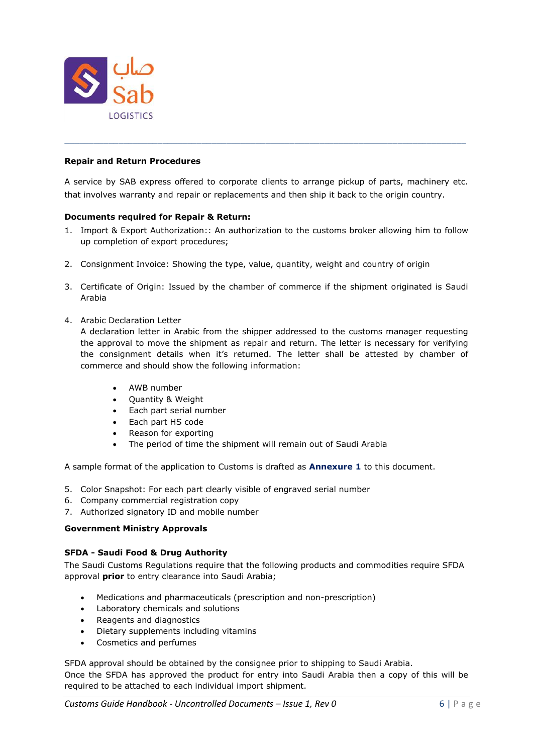**Repair and Return Procedures**

A service by SAB express offered to corporate clients to arrange pickup of parts, machinery etc. that involves warranty and repair or replacements and then ship it back to the origin country.

**Documents required for Repair & Return:**

1. Import & Export Authorization:: An authorization to the customs broker allowing him to follow up completion of export procedures;

2. Consignment Invoice: Showing the type, value, quantity, weight and country of origin

3. Certificate of Origin: Issued by the chamber of commerce if the shipment originated is Saudi Arabia

4. Arabic Declaration Letter
   A declaration letter in Arabic from the shipper addressed to the customs manager requesting the approval to move the shipment as repair and return. The letter is necessary for verifying the consignment details when it's returned. The letter shall be attested by chamber of commerce and should show the following information:

   - AWB number
   - Quantity & Weight
   - Each part serial number
   - Each part HS code
   - Reason for exporting
   - The period of time the shipment will remain out of Saudi Arabia

A sample format of the application to Customs is drafted as **Annexure 1** to this document.

5. Color Snapshot: For each part clearly visible of engraved serial number
6. Company commercial registration copy
7. Authorized signatory ID and mobile number

**Government Ministry Approvals**

**SFDA - Saudi Food & Drug Authority**

The Saudi Customs Regulations require that the following products and commodities require SFDA approval **prior** to entry clearance into Saudi Arabia;

- Medications and pharmaceuticals (prescription and non-prescription)
- Laboratory chemicals and solutions
- Reagents and diagnostics
- Dietary supplements including vitamins
- Cosmetics and perfumes

SFDA approval should be obtained by the consignee prior to shipping to Saudi Arabia.
Once the SFDA has approved the product for entry into Saudi Arabia then a copy of this will be required to be attached to each individual import shipment.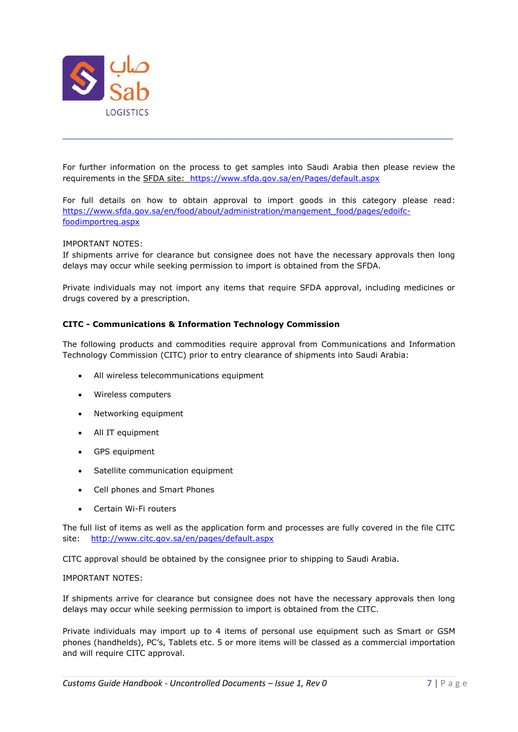For further information on the process to get samples into Saudi Arabia then please review the requirements in the SFDA site: https://www.sfda.gov.sa/en/Pages/default.aspx

For full details on how to obtain approval to import goods in this category please read: https://www.sfda.gov.sa/en/food/about/administration/mangement_food/pages/edoifc-foodimportreq.aspx

IMPORTANT NOTES:
If shipments arrive for clearance but consignee does not have the necessary approvals then long delays may occur while seeking permission to import is obtained from the SFDA.

Private individuals may not import any items that require SFDA approval, including medicines or drugs covered by a prescription.

**CITC - Communications & Information Technology Commission**

The following products and commodities require approval from Communications and Information Technology Commission (CITC) prior to entry clearance of shipments into Saudi Arabia:

- All wireless telecommunications equipment
- Wireless computers
- Networking equipment
- All IT equipment
- GPS equipment
- Satellite communication equipment
- Cell phones and Smart Phones
- Certain Wi-Fi routers

The full list of items as well as the application form and processes are fully covered in the file CITC site: http://www.citc.gov.sa/en/pages/default.aspx

CITC approval should be obtained by the consignee prior to shipping to Saudi Arabia.

IMPORTANT NOTES:

If shipments arrive for clearance but consignee does not have the necessary approvals then long delays may occur while seeking permission to import is obtained from the CITC.

Private individuals may import up to 4 items of personal use equipment such as Smart or GSM phones (handhelds), PC's, Tablets etc. 5 or more items will be classed as a commercial importation and will require CITC approval.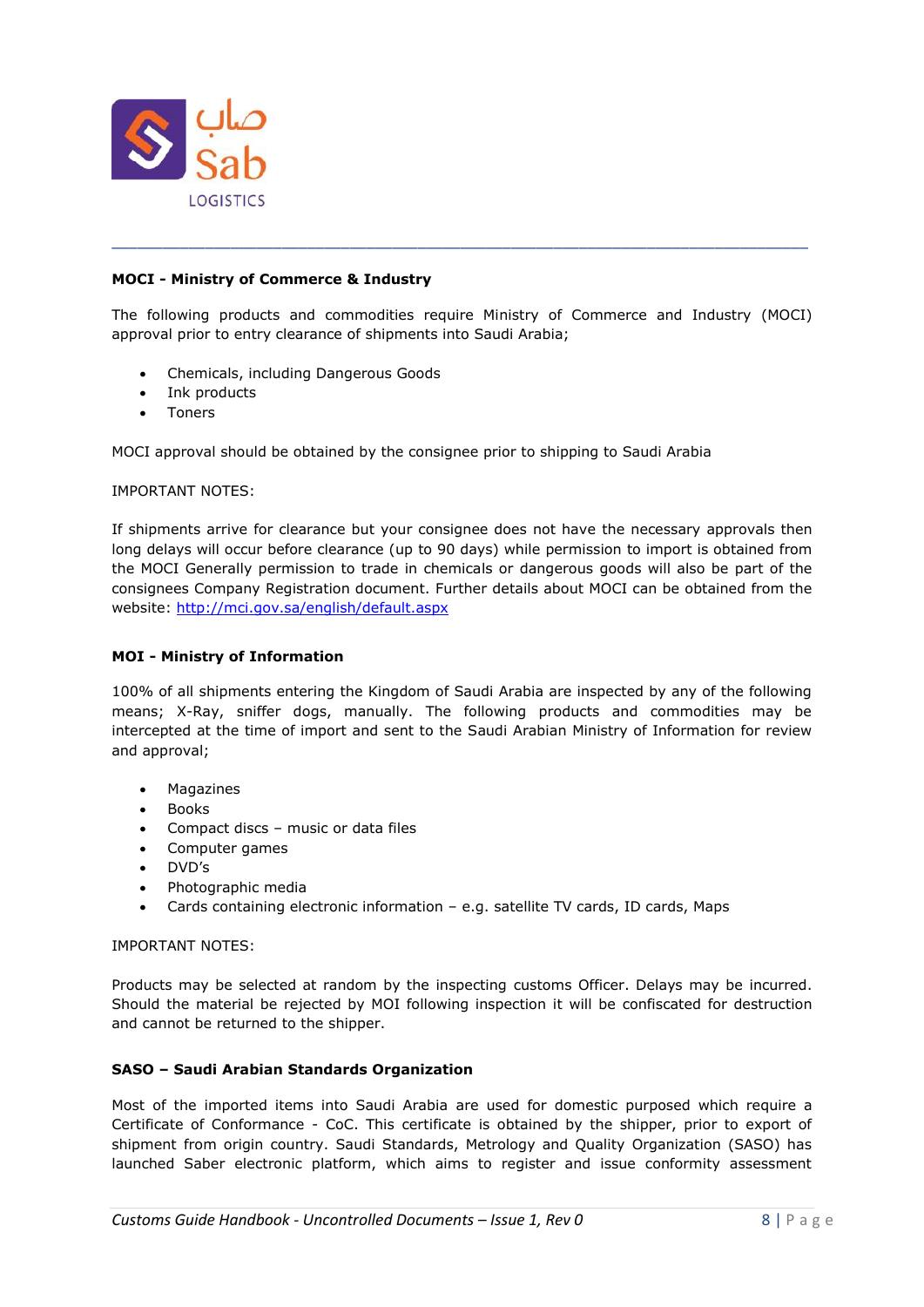**MOCI - Ministry of Commerce & Industry**

The following products and commodities require Ministry of Commerce and Industry (MOCI) approval prior to entry clearance of shipments into Saudi Arabia;

- Chemicals, including Dangerous Goods
- Ink products
- Toners

MOCI approval should be obtained by the consignee prior to shipping to Saudi Arabia

IMPORTANT NOTES:

If shipments arrive for clearance but your consignee does not have the necessary approvals then long delays will occur before clearance (up to 90 days) while permission to import is obtained from the MOCI Generally permission to trade in chemicals or dangerous goods will also be part of the consignees Company Registration document. Further details about MOCI can be obtained from the website: [http://mci.gov.sa/english/default.aspx](http://mci.gov.sa/english/default.aspx)

**MOI - Ministry of Information**

100% of all shipments entering the Kingdom of Saudi Arabia are inspected by any of the following means; X-Ray, sniffer dogs, manually. The following products and commodities may be intercepted at the time of import and sent to the Saudi Arabian Ministry of Information for review and approval;

- Magazines
- Books
- Compact discs – music or data files
- Computer games
- DVD's
- Photographic media
- Cards containing electronic information – e.g. satellite TV cards, ID cards, Maps

IMPORTANT NOTES:

Products may be selected at random by the inspecting customs Officer. Delays may be incurred. Should the material be rejected by MOI following inspection it will be confiscated for destruction and cannot be returned to the shipper.

**SASO – Saudi Arabian Standards Organization**

Most of the imported items into Saudi Arabia are used for domestic purposed which require a Certificate of Conformance - CoC. This certificate is obtained by the shipper, prior to export of shipment from origin country. Saudi Standards, Metrology and Quality Organization (SASO) has launched Saber electronic platform, which aims to register and issue conformity assessment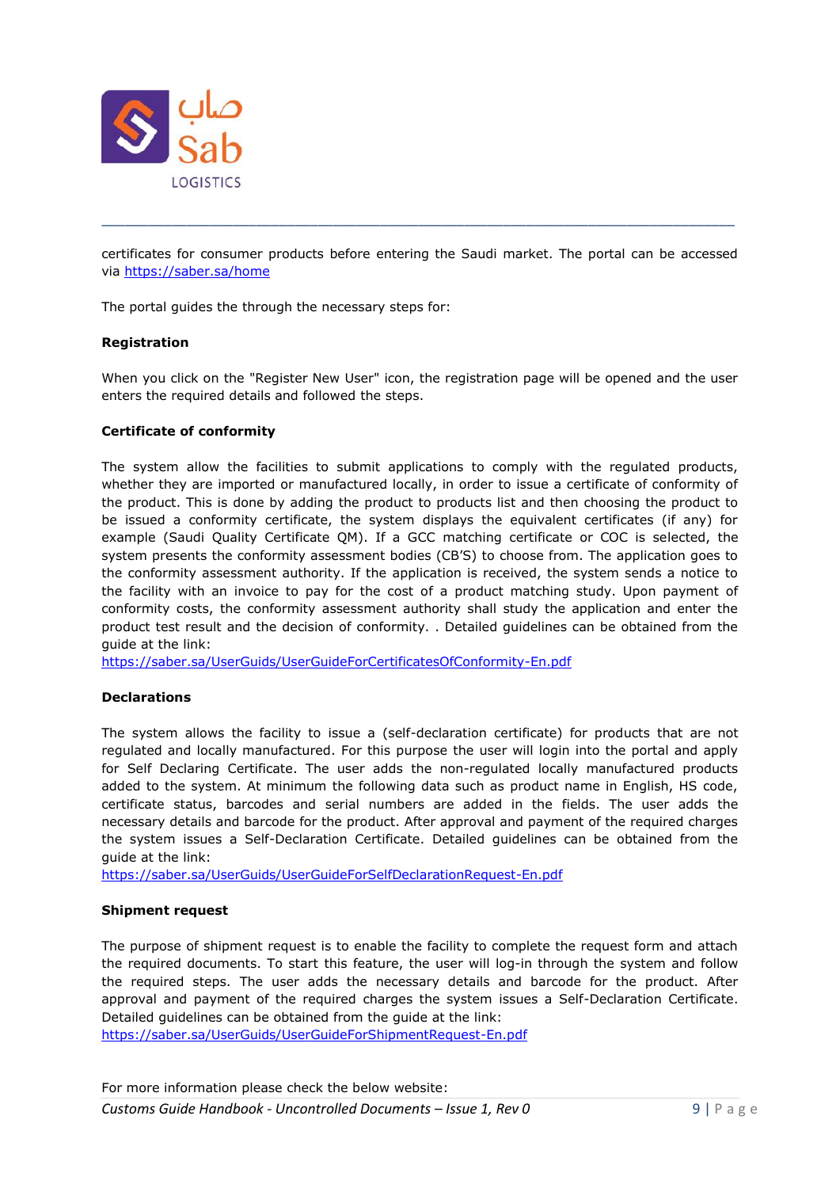certificates for consumer products before entering the Saudi market. The portal can be accessed via https://saber.sa/home

The portal guides the through the necessary steps for:

**Registration**

When you click on the "Register New User" icon, the registration page will be opened and the user enters the required details and followed the steps.

**Certificate of conformity**

The system allow the facilities to submit applications to comply with the regulated products, whether they are imported or manufactured locally, in order to issue a certificate of conformity of the product. This is done by adding the product to products list and then choosing the product to be issued a conformity certificate, the system displays the equivalent certificates (if any) for example (Saudi Quality Certificate QM). If a GCC matching certificate or COC is selected, the system presents the conformity assessment bodies (CB'S) to choose from. The application goes to the conformity assessment authority. If the application is received, the system sends a notice to the facility with an invoice to pay for the cost of a product matching study. Upon payment of conformity costs, the conformity assessment authority shall study the application and enter the product test result and the decision of conformity. . Detailed guidelines can be obtained from the guide at the link:
https://saber.sa/UserGuids/UserGuideForCertificatesOfConformity-En.pdf

**Declarations**

The system allows the facility to issue a (self-declaration certificate) for products that are not regulated and locally manufactured. For this purpose the user will login into the portal and apply for Self Declaring Certificate. The user adds the non-regulated locally manufactured products added to the system. At minimum the following data such as product name in English, HS code, certificate status, barcodes and serial numbers are added in the fields. The user adds the necessary details and barcode for the product. After approval and payment of the required charges the system issues a Self-Declaration Certificate. Detailed guidelines can be obtained from the guide at the link:
https://saber.sa/UserGuids/UserGuideForSelfDeclarationRequest-En.pdf

**Shipment request**

The purpose of shipment request is to enable the facility to complete the request form and attach the required documents. To start this feature, the user will log-in through the system and follow the required steps. The user adds the necessary details and barcode for the product. After approval and payment of the required charges the system issues a Self-Declaration Certificate. Detailed guidelines can be obtained from the guide at the link:
https://saber.sa/UserGuids/UserGuideForShipmentRequest-En.pdf

For more information please check the below website: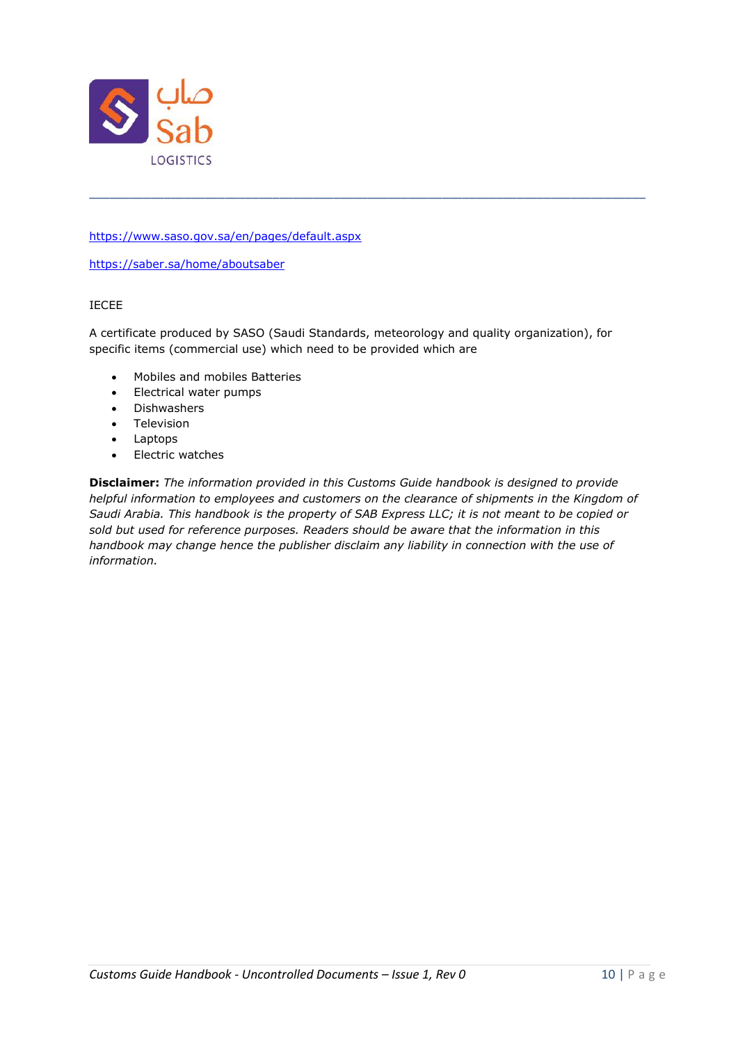https://www.saso.gov.sa/en/pages/default.aspx

https://saber.sa/home/aboutsaber

IECEE

A certificate produced by SASO (Saudi Standards, meteorology and quality organization), for specific items (commercial use) which need to be provided which are

- Mobiles and mobiles Batteries
- Electrical water pumps
- Dishwashers
- Television
- Laptops
- Electric watches

**Disclaimer:** *The information provided in this Customs Guide handbook is designed to provide helpful information to employees and customers on the clearance of shipments in the Kingdom of Saudi Arabia. This handbook is the property of SAB Express LLC; it is not meant to be copied or sold but used for reference purposes. Readers should be aware that the information in this handbook may change hence the publisher disclaim any liability in connection with the use of information.*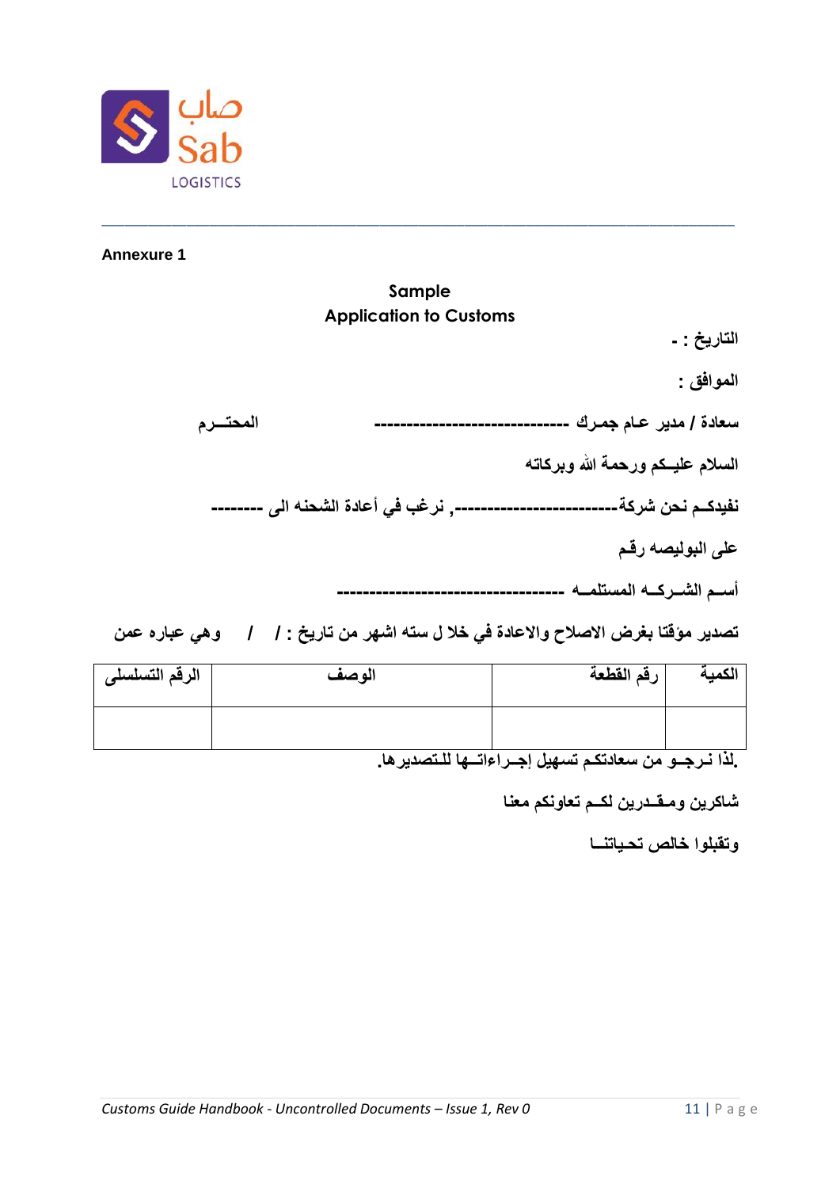**Annexure 1**

**Sample**
**Application to Customs**

**التاريخ : -**

**الموافق :**

**سعادة / مدير عـام جمـرك ----------------------------- المحتــرم**

**السلام عليـكم ورحمة الله وبركاته**

**نفيدكـم نحن شركة------------------------, نرغب في أعادة الشحنه الى --------**

**على البوليصه رقـم**

**أسـم الشــركــه المستلمــه -----------------------------------**

**تصدير مؤقتا بغرض الاصلاح والاعادة في خلا ل سته اشهر من تاريخ : / / وهي عباره عمن**

| الكمية | رقم القطعة | الوصف | الرقم التسلسلى |
|---|---|---|---|
| | | | |

**.لذا نـرجـو من سعادتكـم تسهيل إجـراءاتـها للـتصديرها.**

**شاكرين ومـقـدرين لكـم تعاونكم معنا**

**وتقبلوا خالص تحياتنــا**